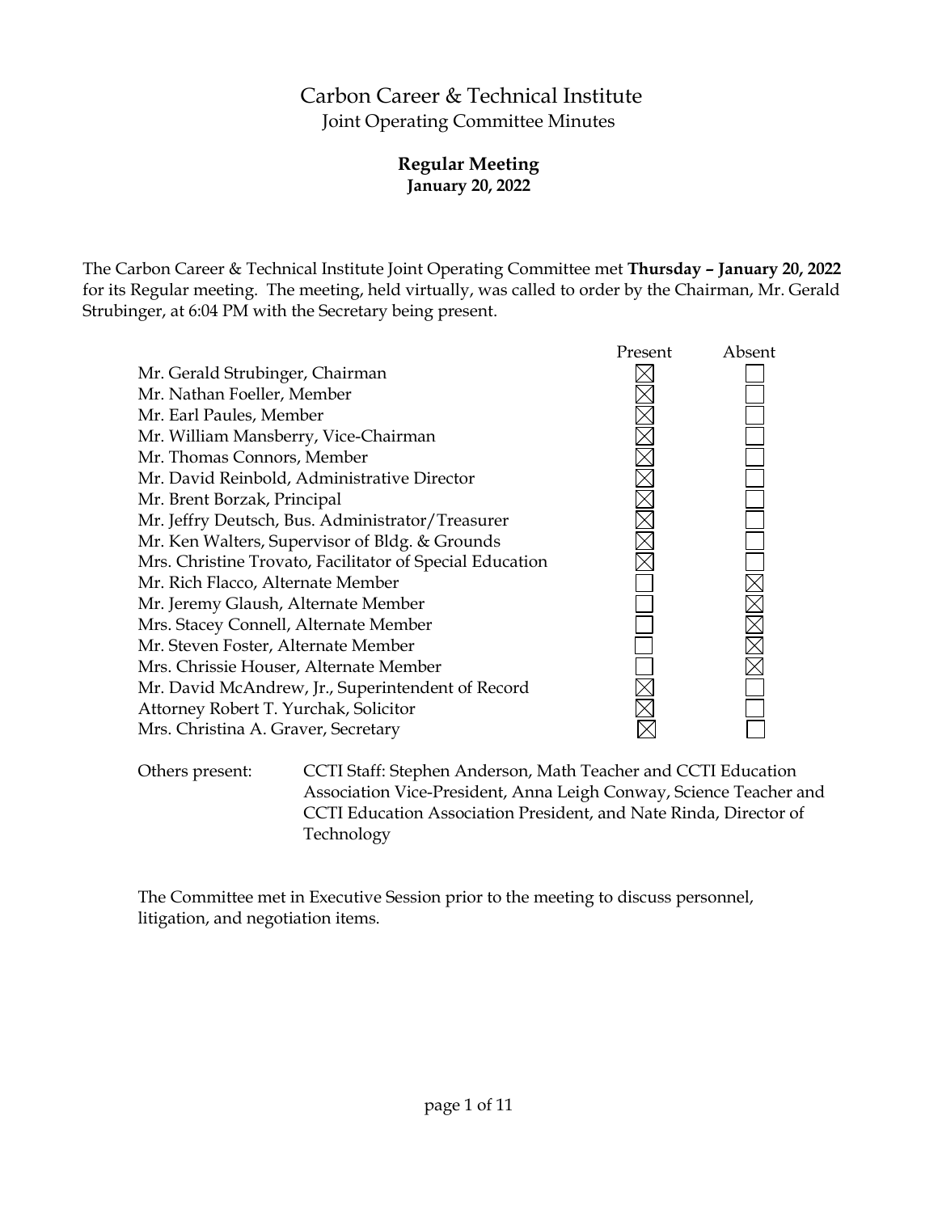# Carbon Career & Technical Institute

## Joint Operating Committee Minutes

### Regular Meeting

**January 20, 2022**

The Carbon Career & Technical Institute Joint Operating Committee met **Thursday – January 20, 2022** for its Regular meeting. The meeting, held virtually, was called to order by the Chairman, Mr. Gerald Strubinger, at 6:04 PM with the Secretary being present.

| | Present | Absent |
|---|---|---|
| Mr. Gerald Strubinger, Chairman | ☒ | ☐ |
| Mr. Nathan Foeller, Member | ☒ | ☐ |
| Mr. Earl Paules, Member | ☒ | ☐ |
| Mr. William Mansberry, Vice-Chairman | ☒ | ☐ |
| Mr. Thomas Connors, Member | ☒ | ☐ |
| Mr. David Reinbold, Administrative Director | ☒ | ☐ |
| Mr. Brent Borzak, Principal | ☒ | ☐ |
| Mr. Jeffry Deutsch, Bus. Administrator/Treasurer | ☒ | ☐ |
| Mr. Ken Walters, Supervisor of Bldg. & Grounds | ☒ | ☐ |
| Mrs. Christine Trovato, Facilitator of Special Education | ☒ | ☐ |
| Mr. Rich Flacco, Alternate Member | ☐ | ☒ |
| Mr. Jeremy Glaush, Alternate Member | ☐ | ☒ |
| Mrs. Stacey Connell, Alternate Member | ☐ | ☒ |
| Mr. Steven Foster, Alternate Member | ☐ | ☒ |
| Mrs. Chrissie Houser, Alternate Member | ☐ | ☒ |
| Mr. David McAndrew, Jr., Superintendent of Record | ☒ | ☐ |
| Attorney Robert T. Yurchak, Solicitor | ☒ | ☐ |
| Mrs. Christina A. Graver, Secretary | ☒ | ☐ |

Others present: CCTI Staff: Stephen Anderson, Math Teacher and CCTI Education Association Vice-President, Anna Leigh Conway, Science Teacher and CCTI Education Association President, and Nate Rinda, Director of Technology

The Committee met in Executive Session prior to the meeting to discuss personnel, litigation, and negotiation items.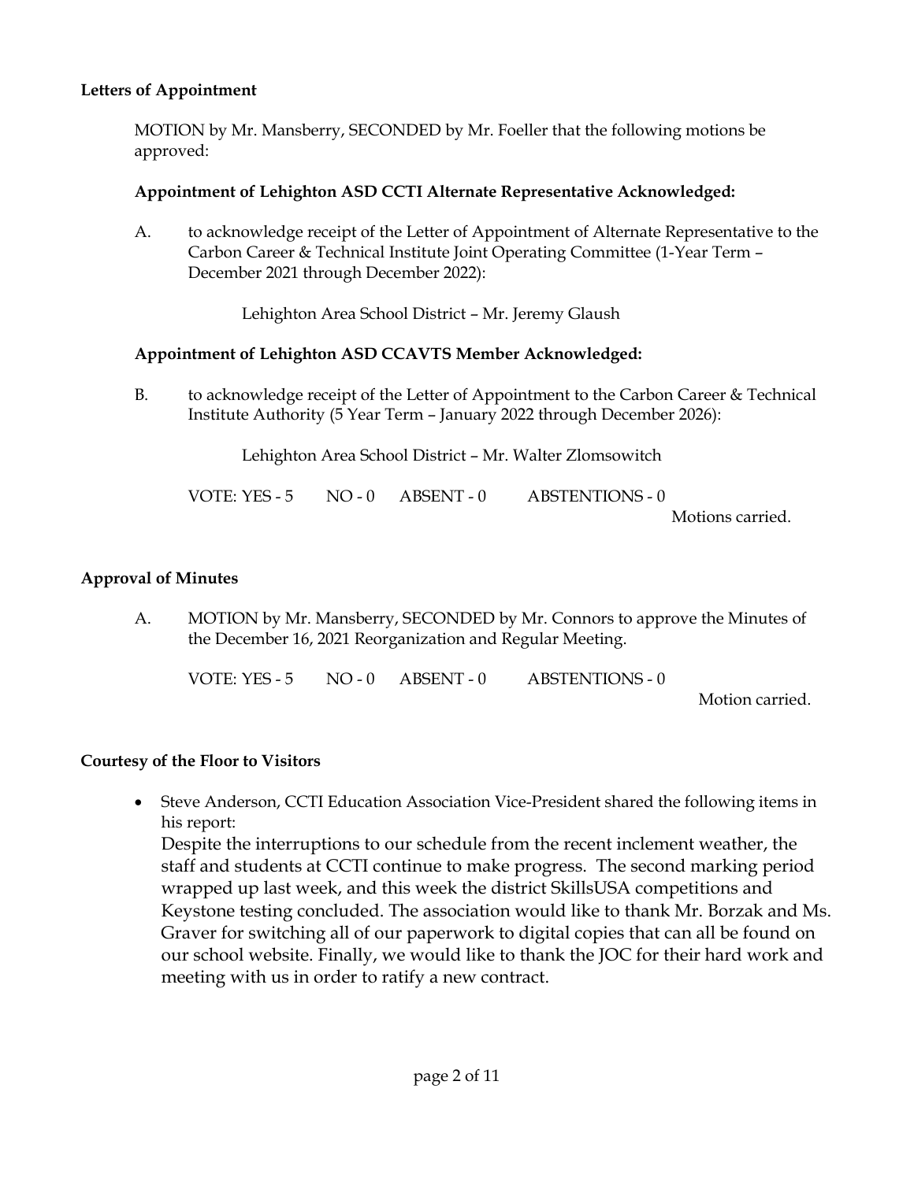**Letters of Appointment**

MOTION by Mr. Mansberry, SECONDED by Mr. Foeller that the following motions be approved:

**Appointment of Lehighton ASD CCTI Alternate Representative Acknowledged:**

A. to acknowledge receipt of the Letter of Appointment of Alternate Representative to the Carbon Career & Technical Institute Joint Operating Committee (1-Year Term – December 2021 through December 2022):

Lehighton Area School District – Mr. Jeremy Glaush

**Appointment of Lehighton ASD CCAVTS Member Acknowledged:**

B. to acknowledge receipt of the Letter of Appointment to the Carbon Career & Technical Institute Authority (5 Year Term – January 2022 through December 2026):

Lehighton Area School District – Mr. Walter Zlomsowitch

VOTE: YES - 5 NO - 0 ABSENT - 0 ABSTENTIONS - 0

Motions carried.

**Approval of Minutes**

A. MOTION by Mr. Mansberry, SECONDED by Mr. Connors to approve the Minutes of the December 16, 2021 Reorganization and Regular Meeting.

VOTE: YES - 5 NO - 0 ABSENT - 0 ABSTENTIONS - 0

Motion carried.

**Courtesy of the Floor to Visitors**

- Steve Anderson, CCTI Education Association Vice-President shared the following items in his report:
  Despite the interruptions to our schedule from the recent inclement weather, the staff and students at CCTI continue to make progress. The second marking period wrapped up last week, and this week the district SkillsUSA competitions and Keystone testing concluded. The association would like to thank Mr. Borzak and Ms. Graver for switching all of our paperwork to digital copies that can all be found on our school website. Finally, we would like to thank the JOC for their hard work and meeting with us in order to ratify a new contract.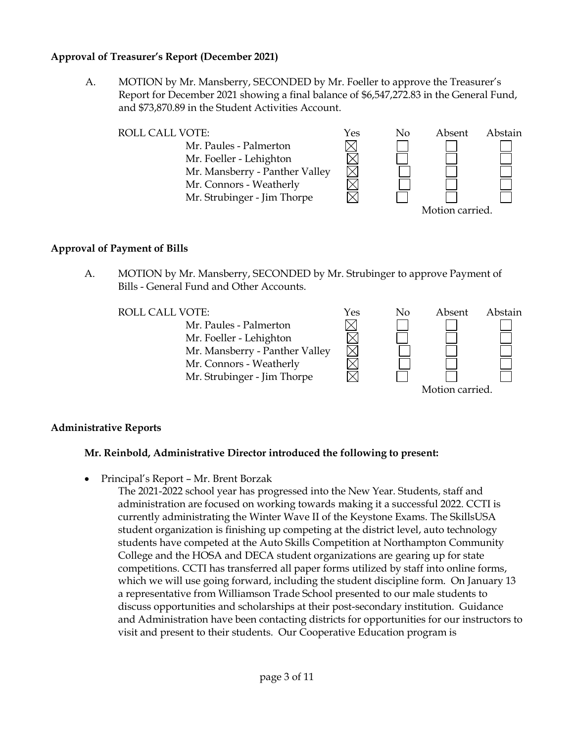**Approval of Treasurer's Report (December 2021)**

A. MOTION by Mr. Mansberry, SECONDED by Mr. Foeller to approve the Treasurer's Report for December 2021 showing a final balance of $6,547,272.83 in the General Fund, and $73,870.89 in the Student Activities Account.

| ROLL CALL VOTE: | Yes | No | Absent | Abstain |
|---|---|---|---|---|
| Mr. Paules - Palmerton | ☒ | ☐ | ☐ | ☐ |
| Mr. Foeller - Lehighton | ☒ | ☐ | ☐ | ☐ |
| Mr. Mansberry - Panther Valley | ☒ | ☐ | ☐ | ☐ |
| Mr. Connors - Weatherly | ☒ | ☐ | ☐ | ☐ |
| Mr. Strubinger - Jim Thorpe | ☒ | ☐ | ☐ | ☐ |

Motion carried.

**Approval of Payment of Bills**

A. MOTION by Mr. Mansberry, SECONDED by Mr. Strubinger to approve Payment of Bills - General Fund and Other Accounts.

| ROLL CALL VOTE: | Yes | No | Absent | Abstain |
|---|---|---|---|---|
| Mr. Paules - Palmerton | ☒ | ☐ | ☐ | ☐ |
| Mr. Foeller - Lehighton | ☒ | ☐ | ☐ | ☐ |
| Mr. Mansberry - Panther Valley | ☒ | ☐ | ☐ | ☐ |
| Mr. Connors - Weatherly | ☒ | ☐ | ☐ | ☐ |
| Mr. Strubinger - Jim Thorpe | ☒ | ☐ | ☐ | ☐ |

Motion carried.

**Administrative Reports**

**Mr. Reinbold, Administrative Director introduced the following to present:**

- Principal's Report – Mr. Brent Borzak

  The 2021-2022 school year has progressed into the New Year. Students, staff and administration are focused on working towards making it a successful 2022. CCTI is currently administrating the Winter Wave II of the Keystone Exams. The SkillsUSA student organization is finishing up competing at the district level, auto technology students have competed at the Auto Skills Competition at Northampton Community College and the HOSA and DECA student organizations are gearing up for state competitions. CCTI has transferred all paper forms utilized by staff into online forms, which we will use going forward, including the student discipline form. On January 13 a representative from Williamson Trade School presented to our male students to discuss opportunities and scholarships at their post-secondary institution. Guidance and Administration have been contacting districts for opportunities for our instructors to visit and present to their students. Our Cooperative Education program is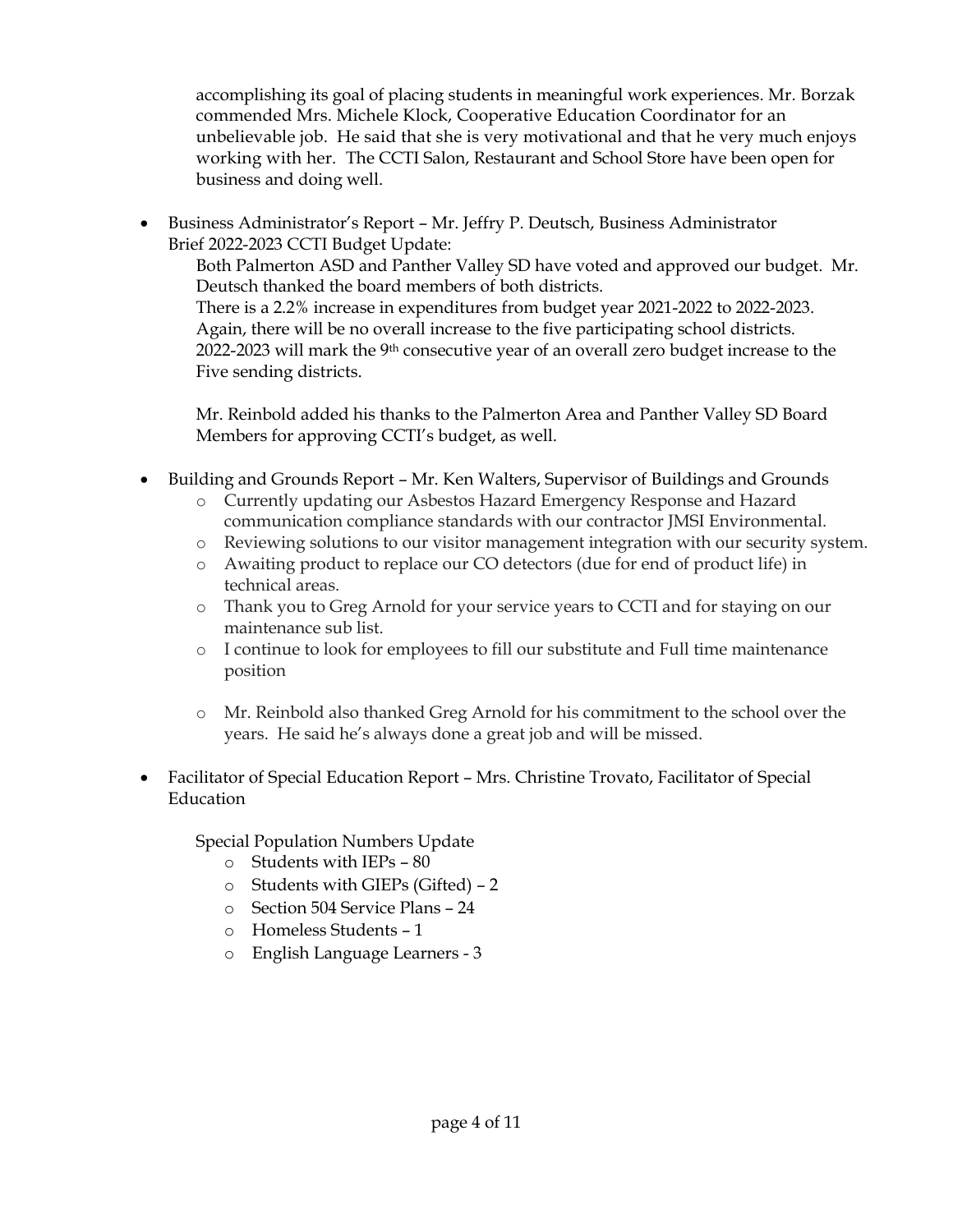accomplishing its goal of placing students in meaningful work experiences. Mr. Borzak commended Mrs. Michele Klock, Cooperative Education Coordinator for an unbelievable job. He said that she is very motivational and that he very much enjoys working with her. The CCTI Salon, Restaurant and School Store have been open for business and doing well.

- Business Administrator's Report – Mr. Jeffry P. Deutsch, Business Administrator
  Brief 2022-2023 CCTI Budget Update:

  Both Palmerton ASD and Panther Valley SD have voted and approved our budget. Mr. Deutsch thanked the board members of both districts.
  There is a 2.2% increase in expenditures from budget year 2021-2022 to 2022-2023. Again, there will be no overall increase to the five participating school districts. 2022-2023 will mark the 9th consecutive year of an overall zero budget increase to the Five sending districts.

  Mr. Reinbold added his thanks to the Palmerton Area and Panther Valley SD Board Members for approving CCTI's budget, as well.

- Building and Grounds Report – Mr. Ken Walters, Supervisor of Buildings and Grounds
  - Currently updating our Asbestos Hazard Emergency Response and Hazard communication compliance standards with our contractor JMSI Environmental.
  - Reviewing solutions to our visitor management integration with our security system.
  - Awaiting product to replace our CO detectors (due for end of product life) in technical areas.
  - Thank you to Greg Arnold for your service years to CCTI and for staying on our maintenance sub list.
  - I continue to look for employees to fill our substitute and Full time maintenance position

  - Mr. Reinbold also thanked Greg Arnold for his commitment to the school over the years. He said he's always done a great job and will be missed.

- Facilitator of Special Education Report – Mrs. Christine Trovato, Facilitator of Special Education

  Special Population Numbers Update
  - Students with IEPs – 80
  - Students with GIEPs (Gifted) – 2
  - Section 504 Service Plans – 24
  - Homeless Students – 1
  - English Language Learners - 3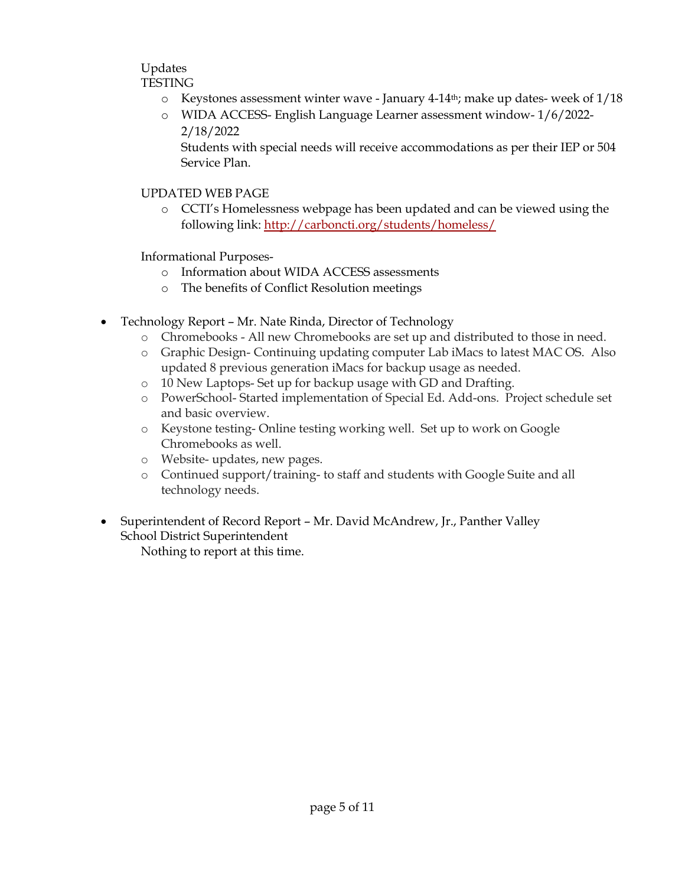Updates
TESTING

- Keystones assessment winter wave - January 4-14th; make up dates- week of 1/18
- WIDA ACCESS- English Language Learner assessment window- 1/6/2022-2/18/2022
  Students with special needs will receive accommodations as per their IEP or 504 Service Plan.

UPDATED WEB PAGE

- CCTI's Homelessness webpage has been updated and can be viewed using the following link: http://carboncti.org/students/homeless/

Informational Purposes-

- Information about WIDA ACCESS assessments
- The benefits of Conflict Resolution meetings

- Technology Report – Mr. Nate Rinda, Director of Technology
  - Chromebooks - All new Chromebooks are set up and distributed to those in need.
  - Graphic Design- Continuing updating computer Lab iMacs to latest MAC OS. Also updated 8 previous generation iMacs for backup usage as needed.
  - 10 New Laptops- Set up for backup usage with GD and Drafting.
  - PowerSchool- Started implementation of Special Ed. Add-ons. Project schedule set and basic overview.
  - Keystone testing- Online testing working well. Set up to work on Google Chromebooks as well.
  - Website- updates, new pages.
  - Continued support/training- to staff and students with Google Suite and all technology needs.

- Superintendent of Record Report – Mr. David McAndrew, Jr., Panther Valley School District Superintendent
  Nothing to report at this time.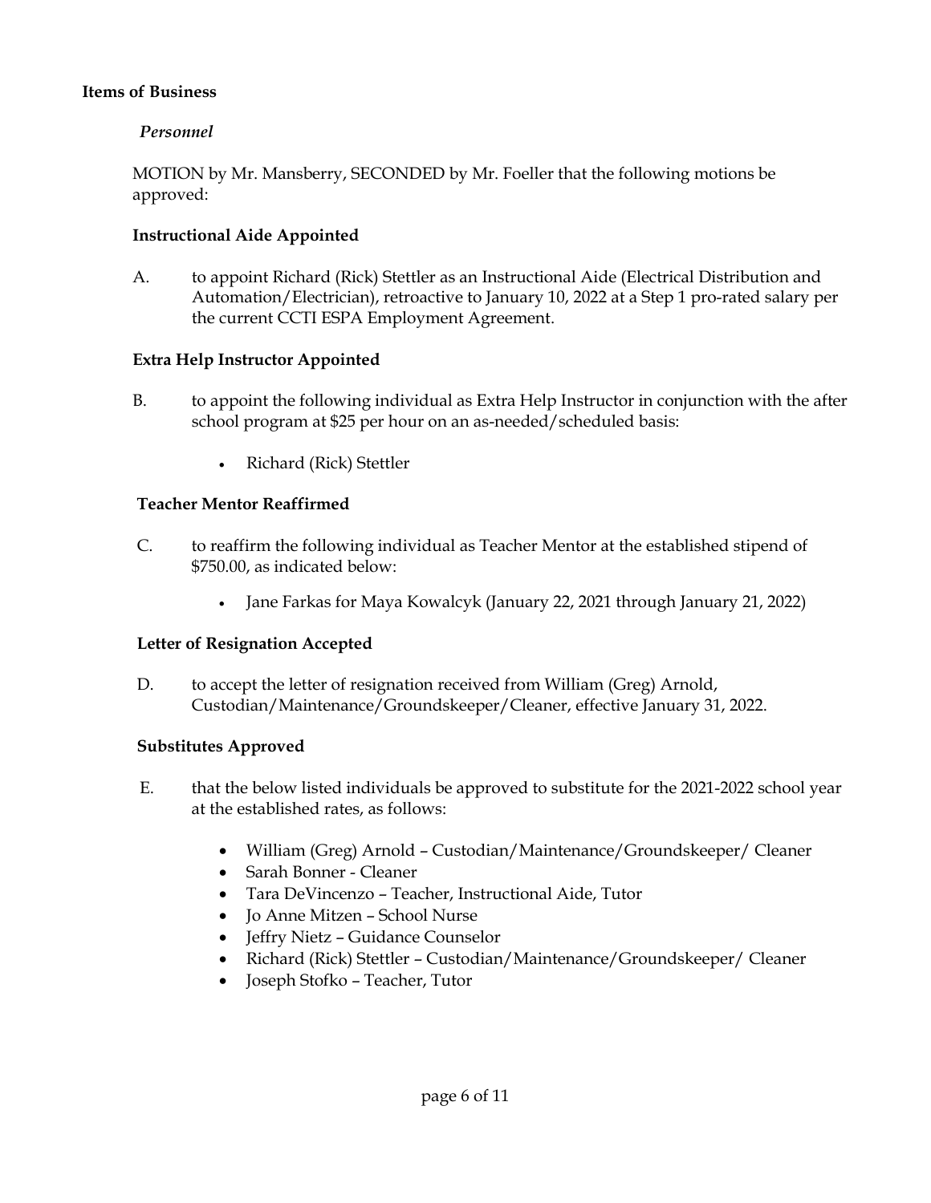**Items of Business**

*Personnel*

MOTION by Mr. Mansberry, SECONDED by Mr. Foeller that the following motions be approved:

**Instructional Aide Appointed**

A. to appoint Richard (Rick) Stettler as an Instructional Aide (Electrical Distribution and Automation/Electrician), retroactive to January 10, 2022 at a Step 1 pro-rated salary per the current CCTI ESPA Employment Agreement.

**Extra Help Instructor Appointed**

B. to appoint the following individual as Extra Help Instructor in conjunction with the after school program at $25 per hour on an as-needed/scheduled basis:

- Richard (Rick) Stettler

**Teacher Mentor Reaffirmed**

C. to reaffirm the following individual as Teacher Mentor at the established stipend of $750.00, as indicated below:

- Jane Farkas for Maya Kowalcyk (January 22, 2021 through January 21, 2022)

**Letter of Resignation Accepted**

D. to accept the letter of resignation received from William (Greg) Arnold, Custodian/Maintenance/Groundskeeper/Cleaner, effective January 31, 2022.

**Substitutes Approved**

E. that the below listed individuals be approved to substitute for the 2021-2022 school year at the established rates, as follows:

- William (Greg) Arnold – Custodian/Maintenance/Groundskeeper/ Cleaner
- Sarah Bonner - Cleaner
- Tara DeVincenzo – Teacher, Instructional Aide, Tutor
- Jo Anne Mitzen – School Nurse
- Jeffry Nietz – Guidance Counselor
- Richard (Rick) Stettler – Custodian/Maintenance/Groundskeeper/ Cleaner
- Joseph Stofko – Teacher, Tutor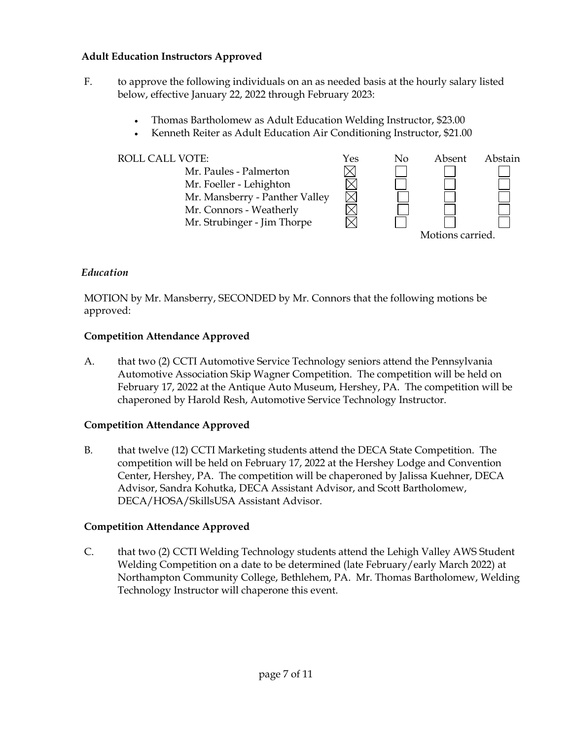**Adult Education Instructors Approved**

F. to approve the following individuals on an as needed basis at the hourly salary listed below, effective January 22, 2022 through February 2023:

- Thomas Bartholomew as Adult Education Welding Instructor, $23.00
- Kenneth Reiter as Adult Education Air Conditioning Instructor, $21.00

| ROLL CALL VOTE: | Yes | No | Absent | Abstain |
|---|---|---|---|---|
| Mr. Paules - Palmerton | ☒ | ☐ | ☐ | ☐ |
| Mr. Foeller - Lehighton | ☒ | ☐ | ☐ | ☐ |
| Mr. Mansberry - Panther Valley | ☒ | ☐ | ☐ | ☐ |
| Mr. Connors - Weatherly | ☒ | ☐ | ☐ | ☐ |
| Mr. Strubinger - Jim Thorpe | ☒ | ☐ | ☐ | ☐ |

Motions carried.

*Education*

MOTION by Mr. Mansberry, SECONDED by Mr. Connors that the following motions be approved:

**Competition Attendance Approved**

A. that two (2) CCTI Automotive Service Technology seniors attend the Pennsylvania Automotive Association Skip Wagner Competition. The competition will be held on February 17, 2022 at the Antique Auto Museum, Hershey, PA. The competition will be chaperoned by Harold Resh, Automotive Service Technology Instructor.

**Competition Attendance Approved**

B. that twelve (12) CCTI Marketing students attend the DECA State Competition. The competition will be held on February 17, 2022 at the Hershey Lodge and Convention Center, Hershey, PA. The competition will be chaperoned by Jalissa Kuehner, DECA Advisor, Sandra Kohutka, DECA Assistant Advisor, and Scott Bartholomew, DECA/HOSA/SkillsUSA Assistant Advisor.

**Competition Attendance Approved**

C. that two (2) CCTI Welding Technology students attend the Lehigh Valley AWS Student Welding Competition on a date to be determined (late February/early March 2022) at Northampton Community College, Bethlehem, PA. Mr. Thomas Bartholomew, Welding Technology Instructor will chaperone this event.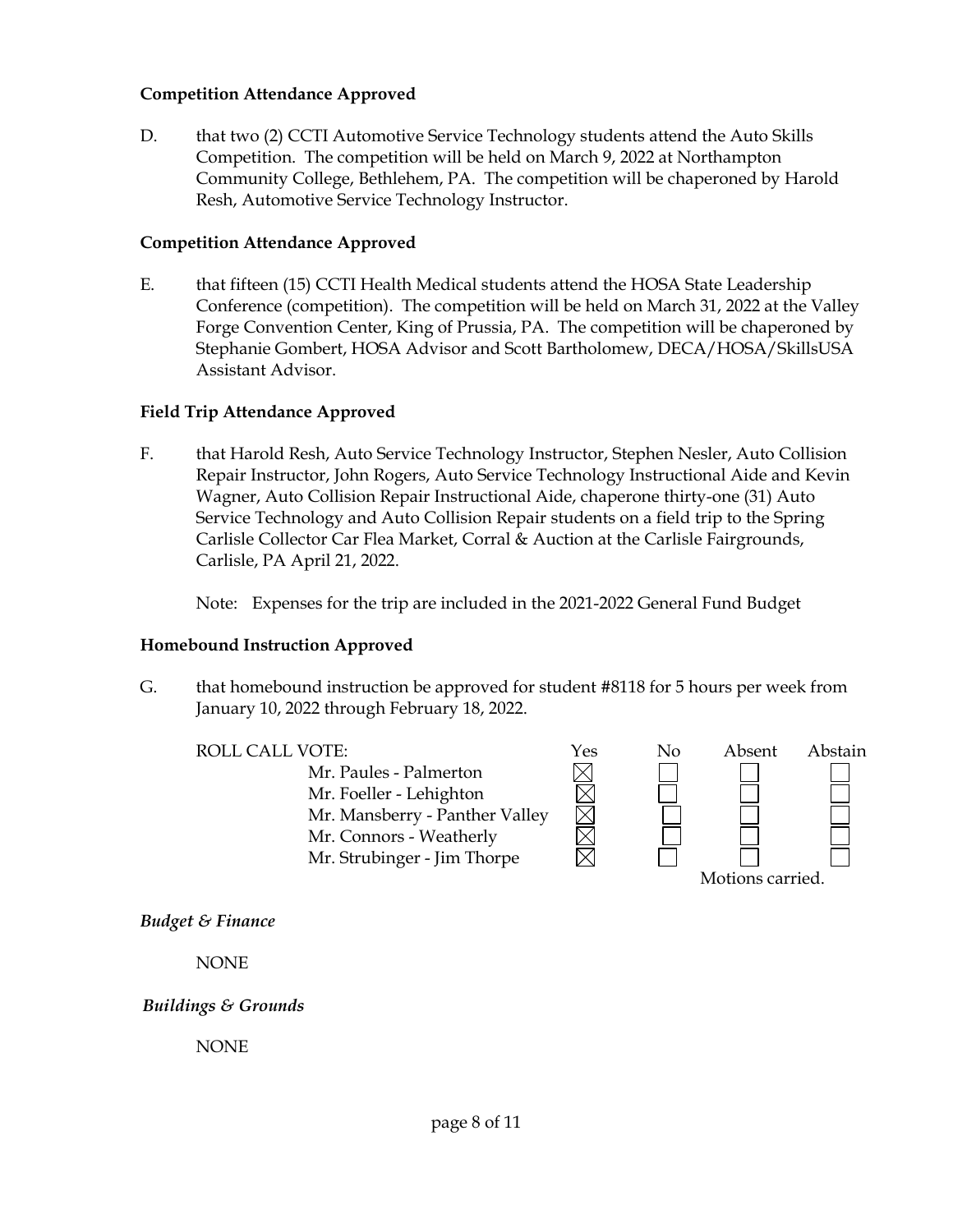**Competition Attendance Approved**

D. that two (2) CCTI Automotive Service Technology students attend the Auto Skills Competition. The competition will be held on March 9, 2022 at Northampton Community College, Bethlehem, PA. The competition will be chaperoned by Harold Resh, Automotive Service Technology Instructor.

**Competition Attendance Approved**

E. that fifteen (15) CCTI Health Medical students attend the HOSA State Leadership Conference (competition). The competition will be held on March 31, 2022 at the Valley Forge Convention Center, King of Prussia, PA. The competition will be chaperoned by Stephanie Gombert, HOSA Advisor and Scott Bartholomew, DECA/HOSA/SkillsUSA Assistant Advisor.

**Field Trip Attendance Approved**

F. that Harold Resh, Auto Service Technology Instructor, Stephen Nesler, Auto Collision Repair Instructor, John Rogers, Auto Service Technology Instructional Aide and Kevin Wagner, Auto Collision Repair Instructional Aide, chaperone thirty-one (31) Auto Service Technology and Auto Collision Repair students on a field trip to the Spring Carlisle Collector Car Flea Market, Corral & Auction at the Carlisle Fairgrounds, Carlisle, PA April 21, 2022.

Note: Expenses for the trip are included in the 2021-2022 General Fund Budget

**Homebound Instruction Approved**

G. that homebound instruction be approved for student #8118 for 5 hours per week from January 10, 2022 through February 18, 2022.

| ROLL CALL VOTE: | Yes | No | Absent | Abstain |
|---|---|---|---|---|
| Mr. Paules - Palmerton | ☒ | ☐ | ☐ | ☐ |
| Mr. Foeller - Lehighton | ☒ | ☐ | ☐ | ☐ |
| Mr. Mansberry - Panther Valley | ☒ | ☐ | ☐ | ☐ |
| Mr. Connors - Weatherly | ☒ | ☐ | ☐ | ☐ |
| Mr. Strubinger - Jim Thorpe | ☒ | ☐ | ☐ | ☐ |

Motions carried.

*Budget & Finance*

NONE

*Buildings & Grounds*

NONE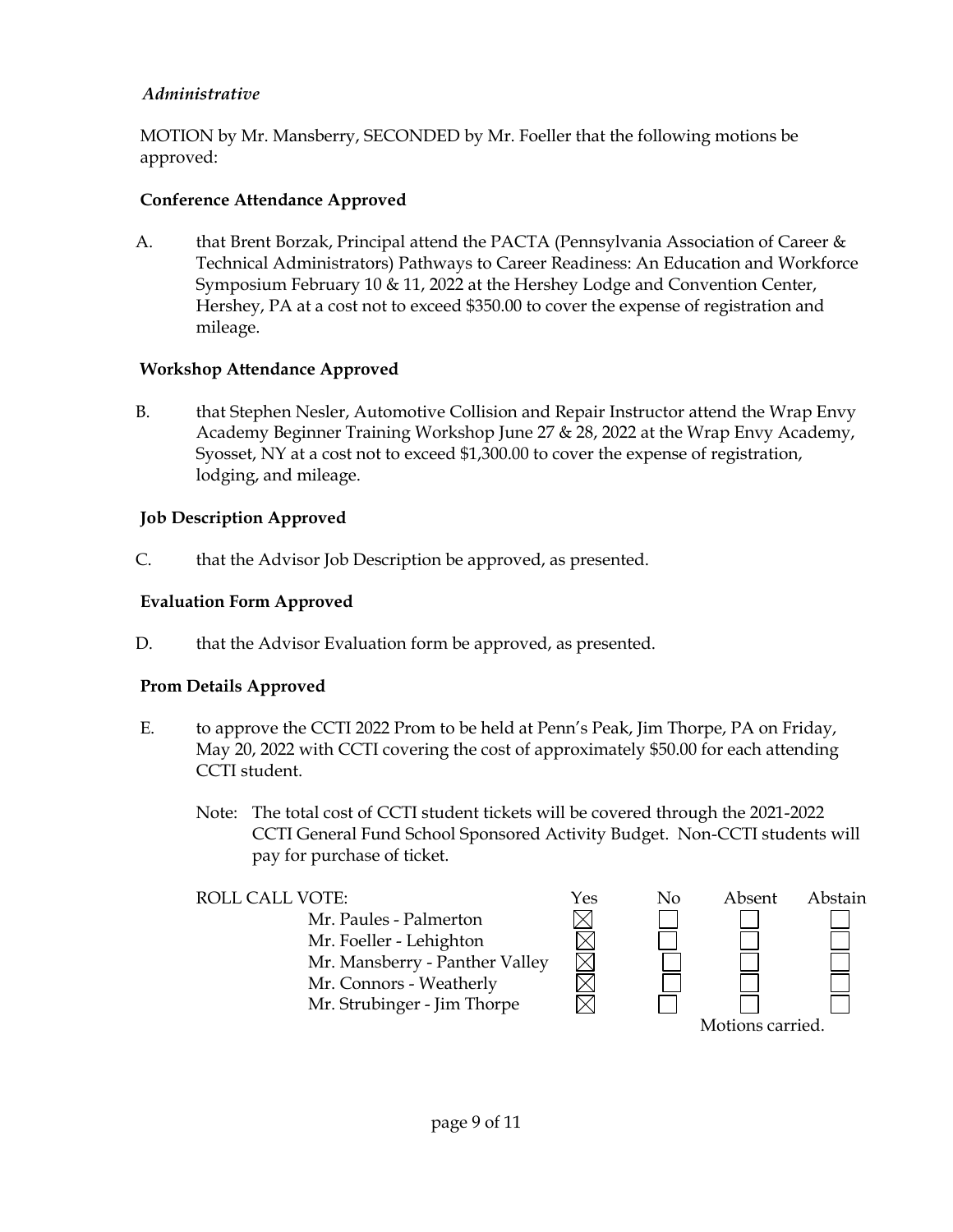*Administrative*

MOTION by Mr. Mansberry, SECONDED by Mr. Foeller that the following motions be approved:

**Conference Attendance Approved**

A. that Brent Borzak, Principal attend the PACTA (Pennsylvania Association of Career & Technical Administrators) Pathways to Career Readiness: An Education and Workforce Symposium February 10 & 11, 2022 at the Hershey Lodge and Convention Center, Hershey, PA at a cost not to exceed $350.00 to cover the expense of registration and mileage.

**Workshop Attendance Approved**

B. that Stephen Nesler, Automotive Collision and Repair Instructor attend the Wrap Envy Academy Beginner Training Workshop June 27 & 28, 2022 at the Wrap Envy Academy, Syosset, NY at a cost not to exceed $1,300.00 to cover the expense of registration, lodging, and mileage.

**Job Description Approved**

C. that the Advisor Job Description be approved, as presented.

**Evaluation Form Approved**

D. that the Advisor Evaluation form be approved, as presented.

**Prom Details Approved**

E. to approve the CCTI 2022 Prom to be held at Penn's Peak, Jim Thorpe, PA on Friday, May 20, 2022 with CCTI covering the cost of approximately $50.00 for each attending CCTI student.

Note: The total cost of CCTI student tickets will be covered through the 2021-2022 CCTI General Fund School Sponsored Activity Budget. Non-CCTI students will pay for purchase of ticket.

| ROLL CALL VOTE: | Yes | No | Absent | Abstain |
|---|---|---|---|---|
| Mr. Paules - Palmerton | ☒ | ☐ | ☐ | ☐ |
| Mr. Foeller - Lehighton | ☒ | ☐ | ☐ | ☐ |
| Mr. Mansberry - Panther Valley | ☒ | ☐ | ☐ | ☐ |
| Mr. Connors - Weatherly | ☒ | ☐ | ☐ | ☐ |
| Mr. Strubinger - Jim Thorpe | ☒ | ☐ | ☐ | ☐ |

Motions carried.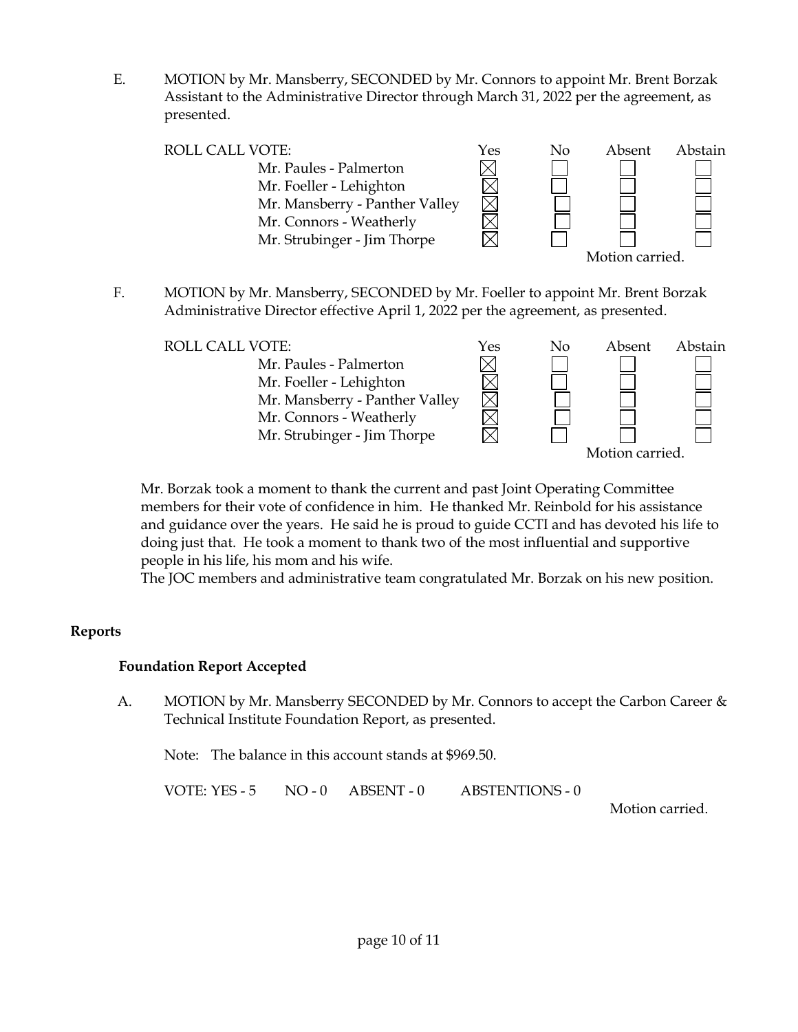E. MOTION by Mr. Mansberry, SECONDED by Mr. Connors to appoint Mr. Brent Borzak Assistant to the Administrative Director through March 31, 2022 per the agreement, as presented.

| ROLL CALL VOTE: | Yes | No | Absent | Abstain |
|---|---|---|---|---|
| Mr. Paules - Palmerton | ☒ | ☐ | ☐ | ☐ |
| Mr. Foeller - Lehighton | ☒ | ☐ | ☐ | ☐ |
| Mr. Mansberry - Panther Valley | ☒ | ☐ | ☐ | ☐ |
| Mr. Connors - Weatherly | ☒ | ☐ | ☐ | ☐ |
| Mr. Strubinger - Jim Thorpe | ☒ | ☐ | ☐ | ☐ |

Motion carried.

F. MOTION by Mr. Mansberry, SECONDED by Mr. Foeller to appoint Mr. Brent Borzak Administrative Director effective April 1, 2022 per the agreement, as presented.

| ROLL CALL VOTE: | Yes | No | Absent | Abstain |
|---|---|---|---|---|
| Mr. Paules - Palmerton | ☒ | ☐ | ☐ | ☐ |
| Mr. Foeller - Lehighton | ☒ | ☐ | ☐ | ☐ |
| Mr. Mansberry - Panther Valley | ☒ | ☐ | ☐ | ☐ |
| Mr. Connors - Weatherly | ☒ | ☐ | ☐ | ☐ |
| Mr. Strubinger - Jim Thorpe | ☒ | ☐ | ☐ | ☐ |

Motion carried.

Mr. Borzak took a moment to thank the current and past Joint Operating Committee members for their vote of confidence in him. He thanked Mr. Reinbold for his assistance and guidance over the years. He said he is proud to guide CCTI and has devoted his life to doing just that. He took a moment to thank two of the most influential and supportive people in his life, his mom and his wife.
The JOC members and administrative team congratulated Mr. Borzak on his new position.

**Reports**

**Foundation Report Accepted**

A. MOTION by Mr. Mansberry SECONDED by Mr. Connors to accept the Carbon Career & Technical Institute Foundation Report, as presented.

Note: The balance in this account stands at $969.50.

VOTE: YES - 5 NO - 0 ABSENT - 0 ABSTENTIONS - 0

Motion carried.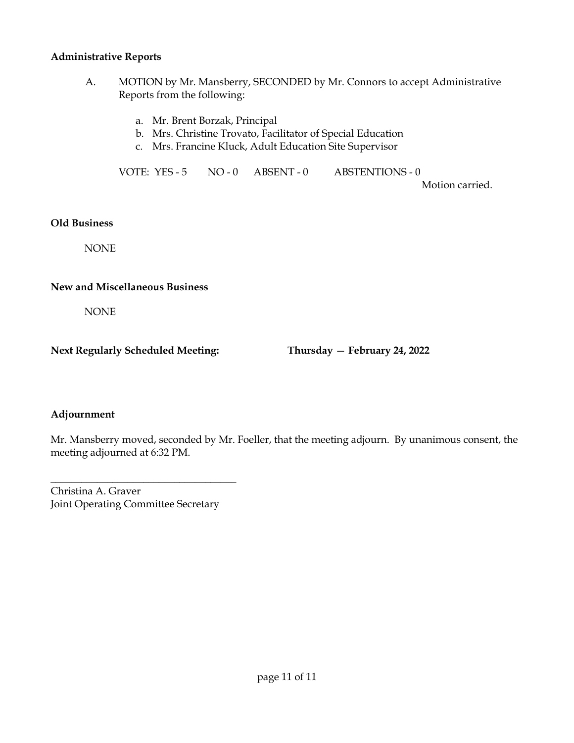**Administrative Reports**

A. MOTION by Mr. Mansberry, SECONDED by Mr. Connors to accept Administrative Reports from the following:

   a. Mr. Brent Borzak, Principal
   b. Mrs. Christine Trovato, Facilitator of Special Education
   c. Mrs. Francine Kluck, Adult Education Site Supervisor

   VOTE: YES - 5 NO - 0 ABSENT - 0 ABSTENTIONS - 0

   Motion carried.

**Old Business**

NONE

**New and Miscellaneous Business**

NONE

**Next Regularly Scheduled Meeting:** **Thursday — February 24, 2022**

**Adjournment**

Mr. Mansberry moved, seconded by Mr. Foeller, that the meeting adjourn. By unanimous consent, the meeting adjourned at 6:32 PM.

\_\_\_\_\_\_\_\_\_\_\_\_\_\_\_\_\_\_\_\_\_\_\_\_\_\_\_\_\_\_\_\_\_\_\_\_

Christina A. Graver
Joint Operating Committee Secretary